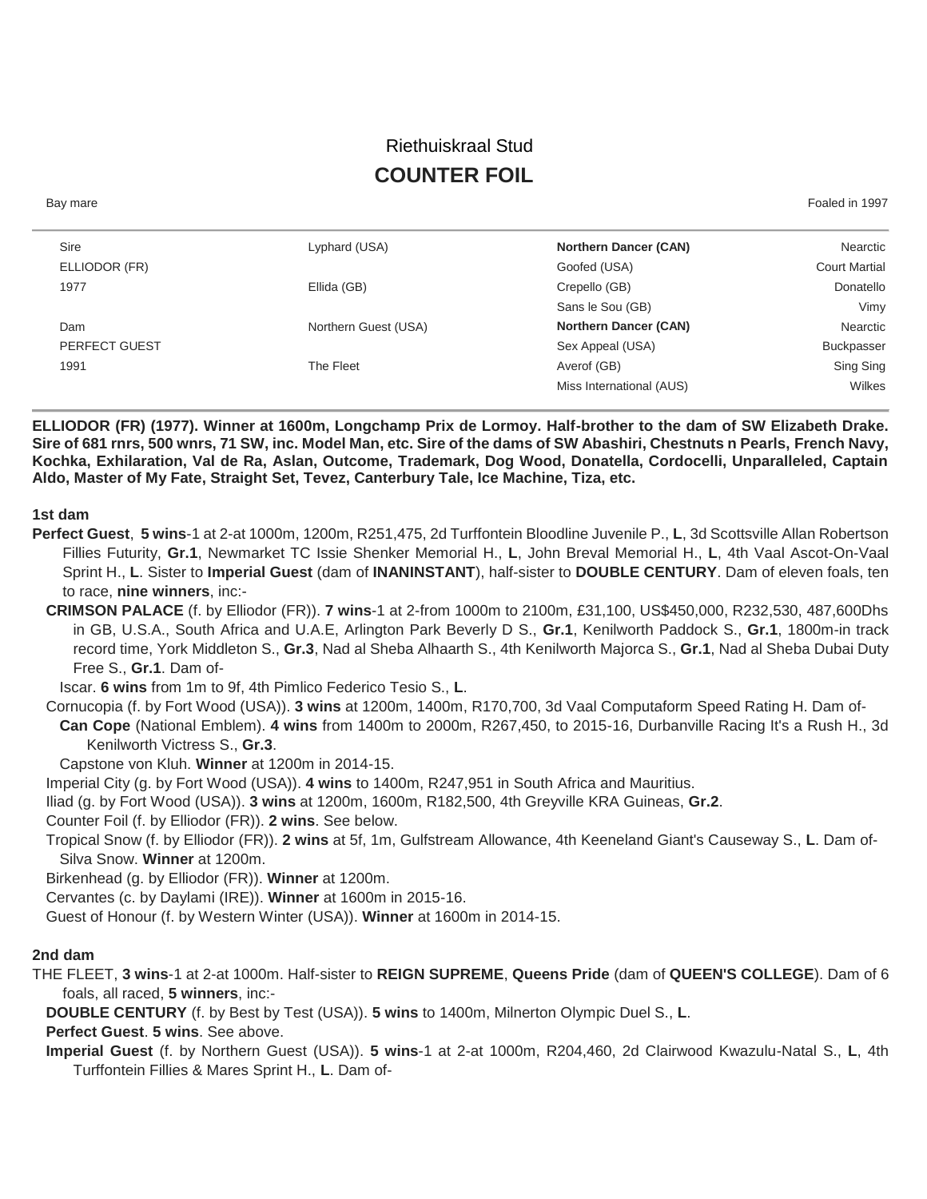Riethuiskraal Stud

# COUNTER FOIL

Bay mare | Foaled in 1997

| | | | |
|---|---|---|---|
| Sire | Lyphard (USA) | **Northern Dancer (CAN)** | Nearctic |
| ELLIODOR (FR) | | Goofed (USA) | Court Martial |
| 1977 | Ellida (GB) | Crepello (GB) | Donatello |
| | | Sans le Sou (GB) | Vimy |
| Dam | Northern Guest (USA) | **Northern Dancer (CAN)** | Nearctic |
| PERFECT GUEST | | Sex Appeal (USA) | Buckpasser |
| 1991 | The Fleet | Averof (GB) | Sing Sing |
| | | Miss International (AUS) | Wilkes |

**ELLIODOR (FR) (1977). Winner at 1600m, Longchamp Prix de Lormoy. Half-brother to the dam of SW Elizabeth Drake. Sire of 681 rnrs, 500 wnrs, 71 SW, inc. Model Man, etc. Sire of the dams of SW Abashiri, Chestnuts n Pearls, French Navy, Kochka, Exhilaration, Val de Ra, Aslan, Outcome, Trademark, Dog Wood, Donatella, Cordocelli, Unparalleled, Captain Aldo, Master of My Fate, Straight Set, Tevez, Canterbury Tale, Ice Machine, Tiza, etc.**

### 1st dam

**Perfect Guest**, **5 wins**-1 at 2-at 1000m, 1200m, R251,475, 2d Turffontein Bloodline Juvenile P., **L**, 3d Scottsville Allan Robertson Fillies Futurity, **Gr.1**, Newmarket TC Issie Shenker Memorial H., **L**, John Breval Memorial H., **L**, 4th Vaal Ascot-On-Vaal Sprint H., **L**. Sister to **Imperial Guest** (dam of **INANINSTANT**), half-sister to **DOUBLE CENTURY**. Dam of eleven foals, ten to race, **nine winners**, inc:-

- **CRIMSON PALACE** (f. by Elliodor (FR)). **7 wins**-1 at 2-from 1000m to 2100m, £31,100, US$450,000, R232,530, 487,600Dhs in GB, U.S.A., South Africa and U.A.E, Arlington Park Beverly D S., **Gr.1**, Kenilworth Paddock S., **Gr.1**, 1800m-in track record time, York Middleton S., **Gr.3**, Nad al Sheba Alhaarth S., 4th Kenilworth Majorca S., **Gr.1**, Nad al Sheba Dubai Duty Free S., **Gr.1**. Dam of-
  - Iscar. **6 wins** from 1m to 9f, 4th Pimlico Federico Tesio S., **L**.
- Cornucopia (f. by Fort Wood (USA)). **3 wins** at 1200m, 1400m, R170,700, 3d Vaal Computaform Speed Rating H. Dam of-
  - **Can Cope** (National Emblem). **4 wins** from 1400m to 2000m, R267,450, to 2015-16, Durbanville Racing It's a Rush H., 3d Kenilworth Victress S., **Gr.3**.
  - Capstone von Kluh. **Winner** at 1200m in 2014-15.
- Imperial City (g. by Fort Wood (USA)). **4 wins** to 1400m, R247,951 in South Africa and Mauritius.
- Iliad (g. by Fort Wood (USA)). **3 wins** at 1200m, 1600m, R182,500, 4th Greyville KRA Guineas, **Gr.2**.
- Counter Foil (f. by Elliodor (FR)). **2 wins**. See below.
- Tropical Snow (f. by Elliodor (FR)). **2 wins** at 5f, 1m, Gulfstream Allowance, 4th Keeneland Giant's Causeway S., **L**. Dam of-
  - Silva Snow. **Winner** at 1200m.
- Birkenhead (g. by Elliodor (FR)). **Winner** at 1200m.
- Cervantes (c. by Daylami (IRE)). **Winner** at 1600m in 2015-16.
- Guest of Honour (f. by Western Winter (USA)). **Winner** at 1600m in 2014-15.

### 2nd dam

THE FLEET, **3 wins**-1 at 2-at 1000m. Half-sister to **REIGN SUPREME**, **Queens Pride** (dam of **QUEEN'S COLLEGE**). Dam of 6 foals, all raced, **5 winners**, inc:-

- **DOUBLE CENTURY** (f. by Best by Test (USA)). **5 wins** to 1400m, Milnerton Olympic Duel S., **L**.
- **Perfect Guest**. **5 wins**. See above.
- **Imperial Guest** (f. by Northern Guest (USA)). **5 wins**-1 at 2-at 1000m, R204,460, 2d Clairwood Kwazulu-Natal S., **L**, 4th Turffontein Fillies & Mares Sprint H., **L**. Dam of-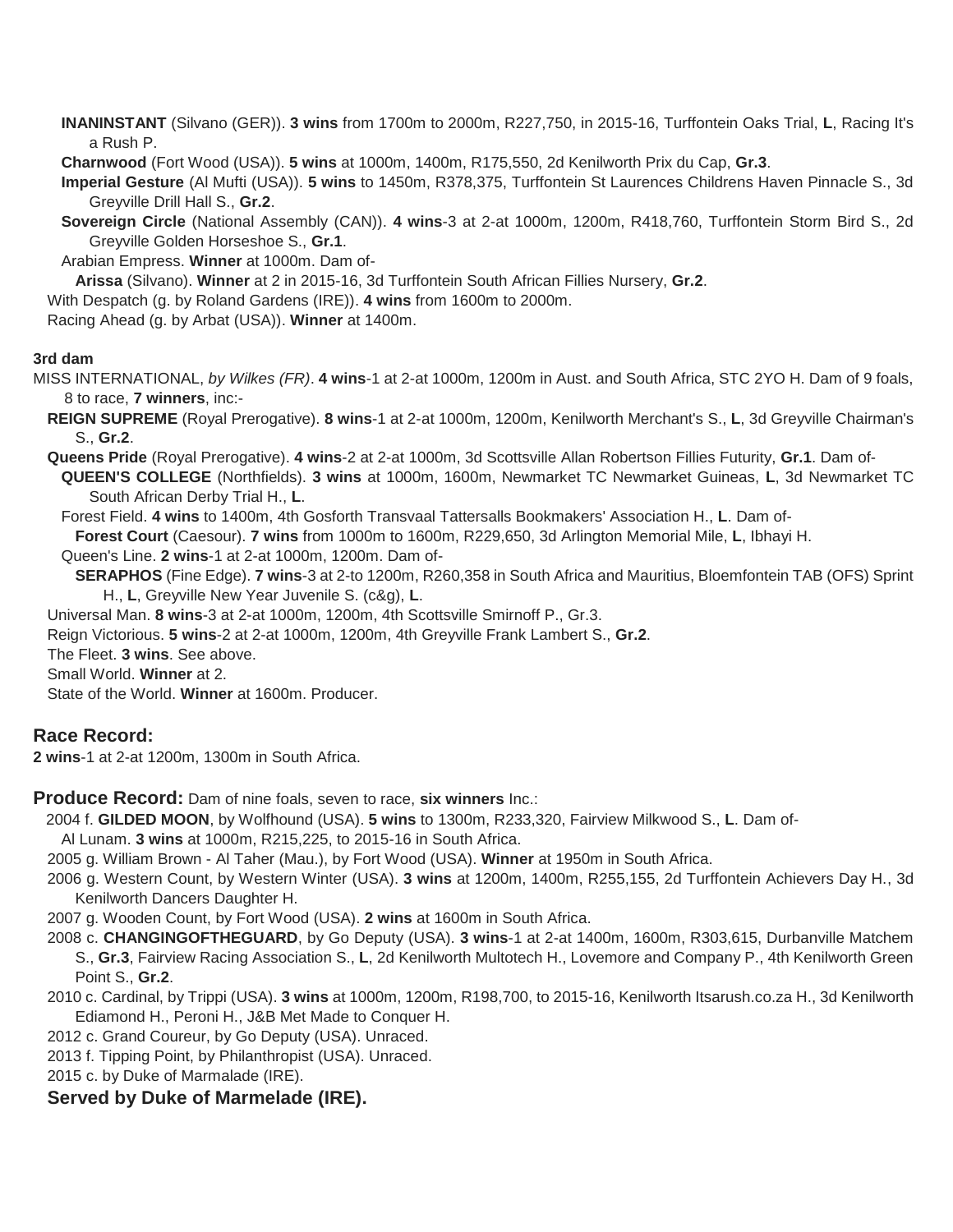**INANINSTANT** (Silvano (GER)). **3 wins** from 1700m to 2000m, R227,750, in 2015-16, Turffontein Oaks Trial, **L**, Racing It's a Rush P.

**Charnwood** (Fort Wood (USA)). **5 wins** at 1000m, 1400m, R175,550, 2d Kenilworth Prix du Cap, **Gr.3**.

**Imperial Gesture** (Al Mufti (USA)). **5 wins** to 1450m, R378,375, Turffontein St Laurences Childrens Haven Pinnacle S., 3d Greyville Drill Hall S., **Gr.2**.

**Sovereign Circle** (National Assembly (CAN)). **4 wins**-3 at 2-at 1000m, 1200m, R418,760, Turffontein Storm Bird S., 2d Greyville Golden Horseshoe S., **Gr.1**.

Arabian Empress. **Winner** at 1000m. Dam of-

**Arissa** (Silvano). **Winner** at 2 in 2015-16, 3d Turffontein South African Fillies Nursery, **Gr.2**.

With Despatch (g. by Roland Gardens (IRE)). **4 wins** from 1600m to 2000m.

Racing Ahead (g. by Arbat (USA)). **Winner** at 1400m.

**3rd dam**

MISS INTERNATIONAL, *by Wilkes (FR)*. **4 wins**-1 at 2-at 1000m, 1200m in Aust. and South Africa, STC 2YO H. Dam of 9 foals, 8 to race, **7 winners**, inc:-

**REIGN SUPREME** (Royal Prerogative). **8 wins**-1 at 2-at 1000m, 1200m, Kenilworth Merchant's S., **L**, 3d Greyville Chairman's S., **Gr.2**.

**Queens Pride** (Royal Prerogative). **4 wins**-2 at 2-at 1000m, 3d Scottsville Allan Robertson Fillies Futurity, **Gr.1**. Dam of-

**QUEEN'S COLLEGE** (Northfields). **3 wins** at 1000m, 1600m, Newmarket TC Newmarket Guineas, **L**, 3d Newmarket TC South African Derby Trial H., **L**.

Forest Field. **4 wins** to 1400m, 4th Gosforth Transvaal Tattersalls Bookmakers' Association H., **L**. Dam of-

**Forest Court** (Caesour). **7 wins** from 1000m to 1600m, R229,650, 3d Arlington Memorial Mile, **L**, Ibhayi H.

Queen's Line. **2 wins**-1 at 2-at 1000m, 1200m. Dam of-

**SERAPHOS** (Fine Edge). **7 wins**-3 at 2-to 1200m, R260,358 in South Africa and Mauritius, Bloemfontein TAB (OFS) Sprint H., **L**, Greyville New Year Juvenile S. (c&g), **L**.

Universal Man. **8 wins**-3 at 2-at 1000m, 1200m, 4th Scottsville Smirnoff P., Gr.3.

Reign Victorious. **5 wins**-2 at 2-at 1000m, 1200m, 4th Greyville Frank Lambert S., **Gr.2**.

The Fleet. **3 wins**. See above.

Small World. **Winner** at 2.

State of the World. **Winner** at 1600m. Producer.

## Race Record:

**2 wins**-1 at 2-at 1200m, 1300m in South Africa.

**Produce Record:** Dam of nine foals, seven to race, **six winners** Inc.:

2004 f. **GILDED MOON**, by Wolfhound (USA). **5 wins** to 1300m, R233,320, Fairview Milkwood S., **L**. Dam of-

Al Lunam. **3 wins** at 1000m, R215,225, to 2015-16 in South Africa.

2005 g. William Brown - Al Taher (Mau.), by Fort Wood (USA). **Winner** at 1950m in South Africa.

2006 g. Western Count, by Western Winter (USA). **3 wins** at 1200m, 1400m, R255,155, 2d Turffontein Achievers Day H., 3d Kenilworth Dancers Daughter H.

2007 g. Wooden Count, by Fort Wood (USA). **2 wins** at 1600m in South Africa.

2008 c. **CHANGINGOFTHEGUARD**, by Go Deputy (USA). **3 wins**-1 at 2-at 1400m, 1600m, R303,615, Durbanville Matchem S., **Gr.3**, Fairview Racing Association S., **L**, 2d Kenilworth Multotech H., Lovemore and Company P., 4th Kenilworth Green Point S., **Gr.2**.

2010 c. Cardinal, by Trippi (USA). **3 wins** at 1000m, 1200m, R198,700, to 2015-16, Kenilworth Itsarush.co.za H., 3d Kenilworth Ediamond H., Peroni H., J&B Met Made to Conquer H.

2012 c. Grand Coureur, by Go Deputy (USA). Unraced.

2013 f. Tipping Point, by Philanthropist (USA). Unraced.

2015 c. by Duke of Marmalade (IRE).

**Served by Duke of Marmelade (IRE).**